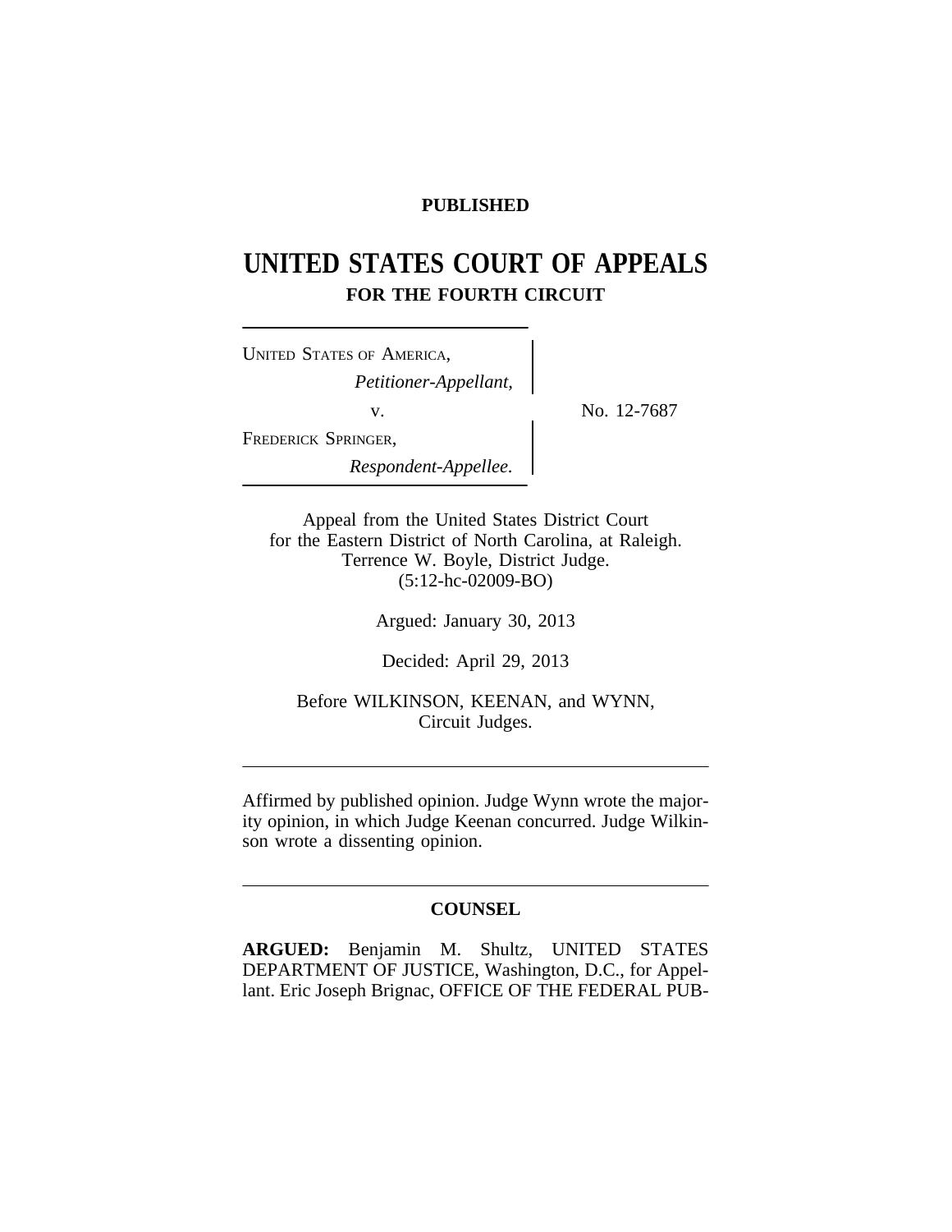**PUBLISHED**

# UNITED STATES COURT OF APPEALS

## FOR THE FOURTH CIRCUIT

UNITED STATES OF AMERICA,
*Petitioner-Appellant,*

v.

FREDERICK SPRINGER,
*Respondent-Appellee.*

No. 12-7687

Appeal from the United States District Court
for the Eastern District of North Carolina, at Raleigh.
Terrence W. Boyle, District Judge.
(5:12-hc-02009-BO)

Argued: January 30, 2013

Decided: April 29, 2013

Before WILKINSON, KEENAN, and WYNN,
Circuit Judges.

---

Affirmed by published opinion. Judge Wynn wrote the majority opinion, in which Judge Keenan concurred. Judge Wilkinson wrote a dissenting opinion.

---

**COUNSEL**

**ARGUED:** Benjamin M. Shultz, UNITED STATES DEPARTMENT OF JUSTICE, Washington, D.C., for Appellant. Eric Joseph Brignac, OFFICE OF THE FEDERAL PUB-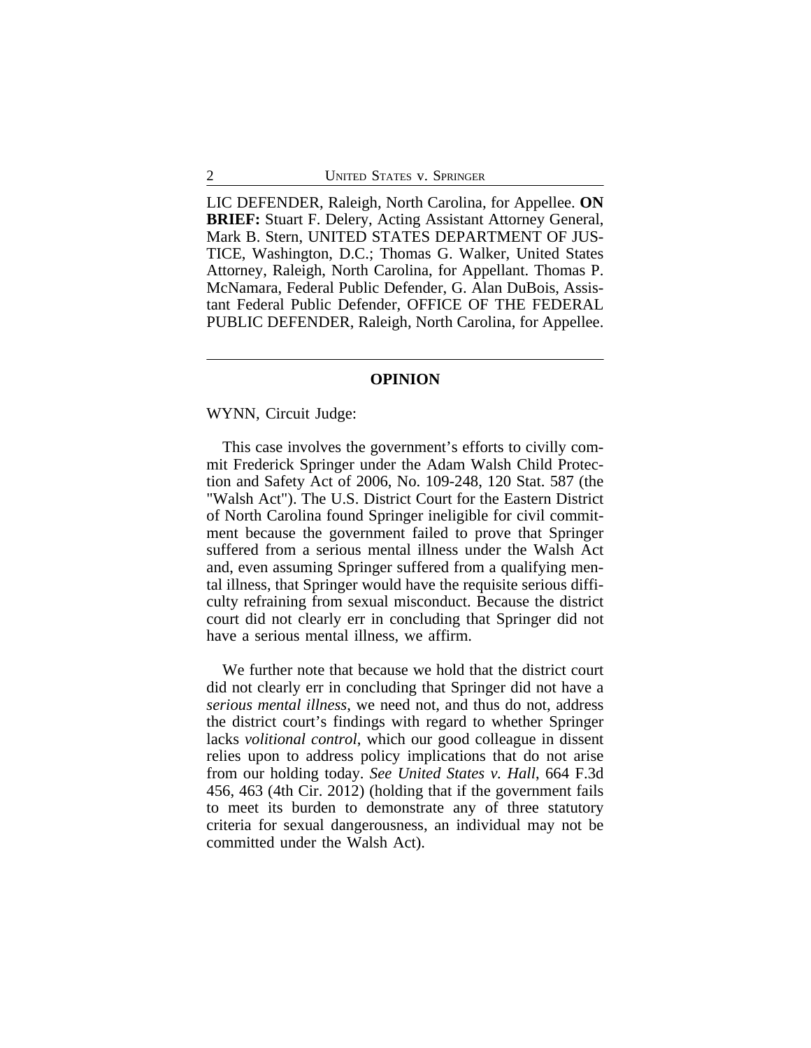LIC DEFENDER, Raleigh, North Carolina, for Appellee. **ON BRIEF:** Stuart F. Delery, Acting Assistant Attorney General, Mark B. Stern, UNITED STATES DEPARTMENT OF JUSTICE, Washington, D.C.; Thomas G. Walker, United States Attorney, Raleigh, North Carolina, for Appellant. Thomas P. McNamara, Federal Public Defender, G. Alan DuBois, Assistant Federal Public Defender, OFFICE OF THE FEDERAL PUBLIC DEFENDER, Raleigh, North Carolina, for Appellee.

---

## OPINION

WYNN, Circuit Judge:

This case involves the government's efforts to civilly commit Frederick Springer under the Adam Walsh Child Protection and Safety Act of 2006, No. 109-248, 120 Stat. 587 (the "Walsh Act"). The U.S. District Court for the Eastern District of North Carolina found Springer ineligible for civil commitment because the government failed to prove that Springer suffered from a serious mental illness under the Walsh Act and, even assuming Springer suffered from a qualifying mental illness, that Springer would have the requisite serious difficulty refraining from sexual misconduct. Because the district court did not clearly err in concluding that Springer did not have a serious mental illness, we affirm.

We further note that because we hold that the district court did not clearly err in concluding that Springer did not have a *serious mental illness*, we need not, and thus do not, address the district court's findings with regard to whether Springer lacks *volitional control*, which our good colleague in dissent relies upon to address policy implications that do not arise from our holding today. *See United States v. Hall*, 664 F.3d 456, 463 (4th Cir. 2012) (holding that if the government fails to meet its burden to demonstrate any of three statutory criteria for sexual dangerousness, an individual may not be committed under the Walsh Act).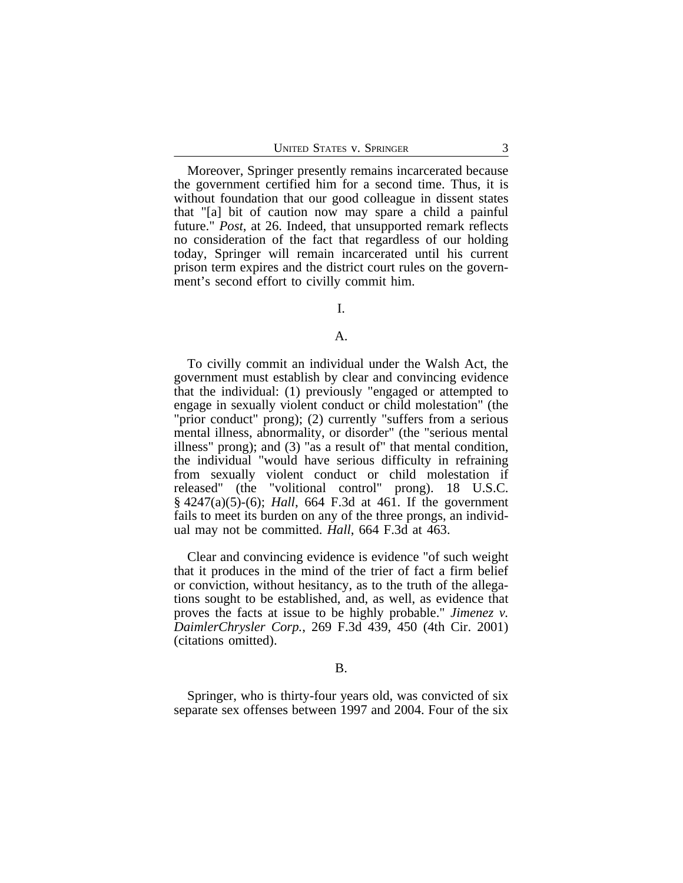Moreover, Springer presently remains incarcerated because the government certified him for a second time. Thus, it is without foundation that our good colleague in dissent states that "[a] bit of caution now may spare a child a painful future." *Post*, at 26. Indeed, that unsupported remark reflects no consideration of the fact that regardless of our holding today, Springer will remain incarcerated until his current prison term expires and the district court rules on the government's second effort to civilly commit him.

## I.

### A.

To civilly commit an individual under the Walsh Act, the government must establish by clear and convincing evidence that the individual: (1) previously "engaged or attempted to engage in sexually violent conduct or child molestation" (the "prior conduct" prong); (2) currently "suffers from a serious mental illness, abnormality, or disorder" (the "serious mental illness" prong); and (3) "as a result of" that mental condition, the individual "would have serious difficulty in refraining from sexually violent conduct or child molestation if released" (the "volitional control" prong). 18 U.S.C. § 4247(a)(5)-(6); *Hall*, 664 F.3d at 461. If the government fails to meet its burden on any of the three prongs, an individual may not be committed. *Hall*, 664 F.3d at 463.

Clear and convincing evidence is evidence "of such weight that it produces in the mind of the trier of fact a firm belief or conviction, without hesitancy, as to the truth of the allegations sought to be established, and, as well, as evidence that proves the facts at issue to be highly probable." *Jimenez v. DaimlerChrysler Corp.*, 269 F.3d 439, 450 (4th Cir. 2001) (citations omitted).

### B.

Springer, who is thirty-four years old, was convicted of six separate sex offenses between 1997 and 2004. Four of the six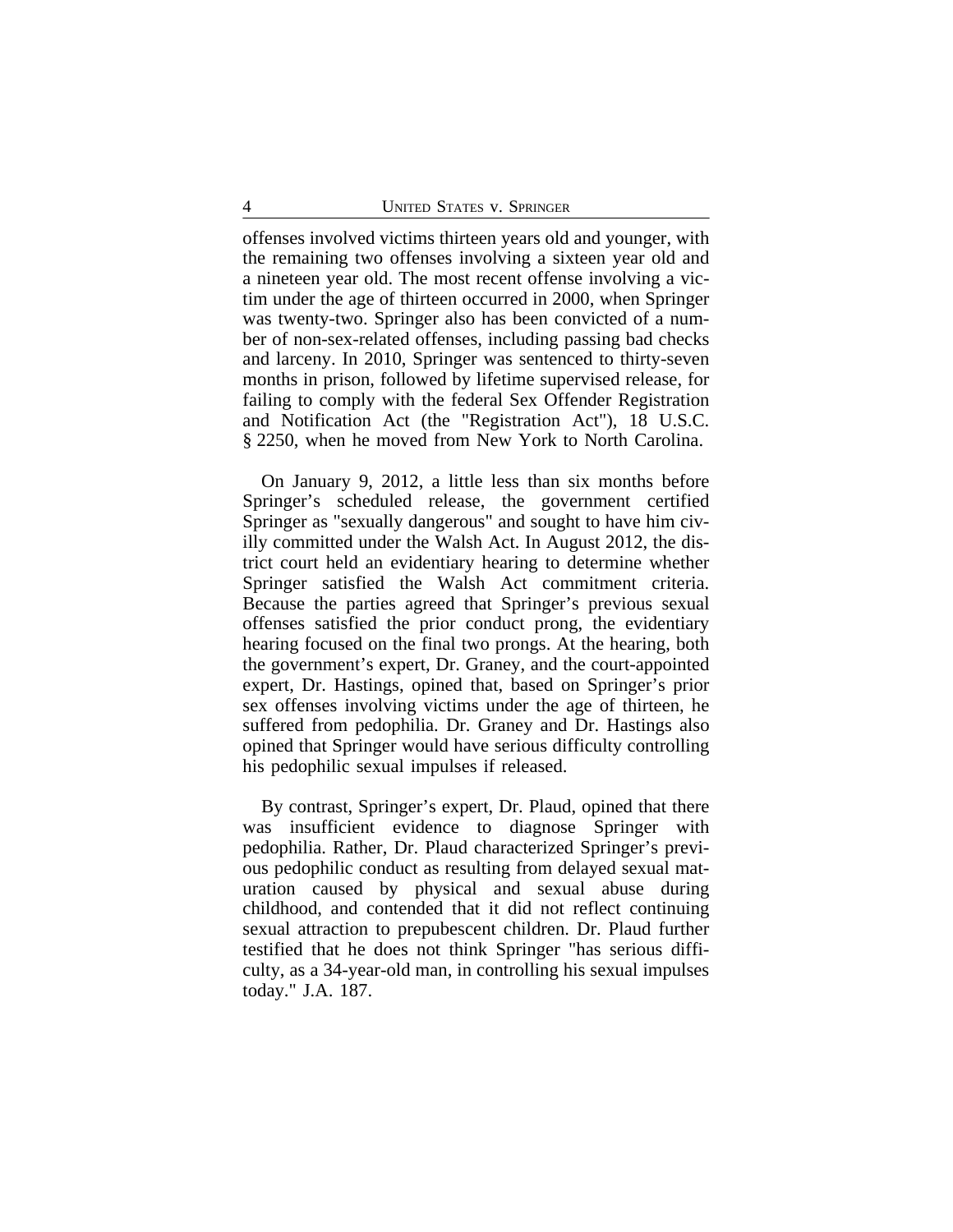offenses involved victims thirteen years old and younger, with the remaining two offenses involving a sixteen year old and a nineteen year old. The most recent offense involving a victim under the age of thirteen occurred in 2000, when Springer was twenty-two. Springer also has been convicted of a number of non-sex-related offenses, including passing bad checks and larceny. In 2010, Springer was sentenced to thirty-seven months in prison, followed by lifetime supervised release, for failing to comply with the federal Sex Offender Registration and Notification Act (the "Registration Act"), 18 U.S.C. § 2250, when he moved from New York to North Carolina.

On January 9, 2012, a little less than six months before Springer's scheduled release, the government certified Springer as "sexually dangerous" and sought to have him civilly committed under the Walsh Act. In August 2012, the district court held an evidentiary hearing to determine whether Springer satisfied the Walsh Act commitment criteria. Because the parties agreed that Springer's previous sexual offenses satisfied the prior conduct prong, the evidentiary hearing focused on the final two prongs. At the hearing, both the government's expert, Dr. Graney, and the court-appointed expert, Dr. Hastings, opined that, based on Springer's prior sex offenses involving victims under the age of thirteen, he suffered from pedophilia. Dr. Graney and Dr. Hastings also opined that Springer would have serious difficulty controlling his pedophilic sexual impulses if released.

By contrast, Springer's expert, Dr. Plaud, opined that there was insufficient evidence to diagnose Springer with pedophilia. Rather, Dr. Plaud characterized Springer's previous pedophilic conduct as resulting from delayed sexual maturation caused by physical and sexual abuse during childhood, and contended that it did not reflect continuing sexual attraction to prepubescent children. Dr. Plaud further testified that he does not think Springer "has serious difficulty, as a 34-year-old man, in controlling his sexual impulses today." J.A. 187.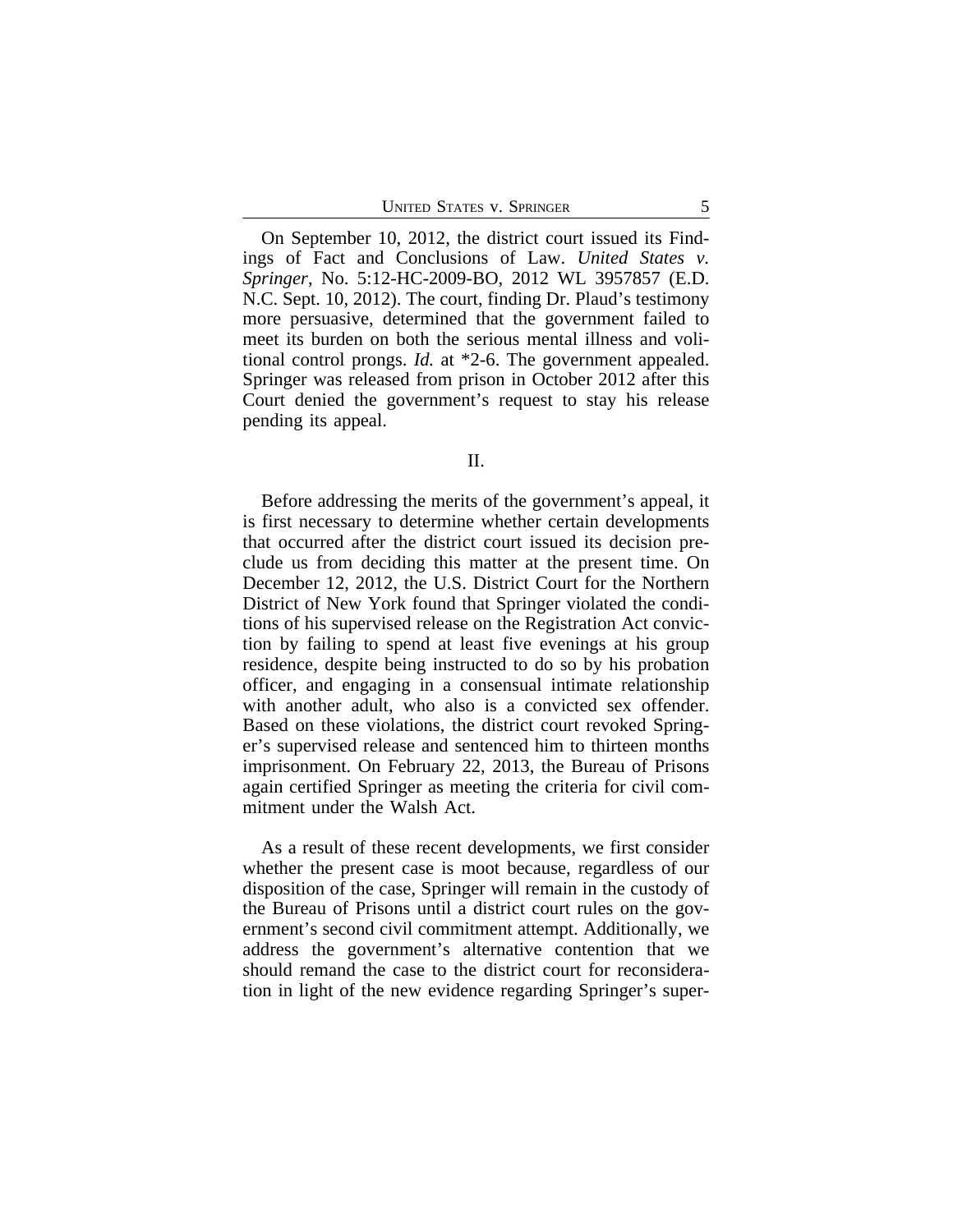On September 10, 2012, the district court issued its Findings of Fact and Conclusions of Law. *United States v. Springer*, No. 5:12-HC-2009-BO, 2012 WL 3957857 (E.D. N.C. Sept. 10, 2012). The court, finding Dr. Plaud's testimony more persuasive, determined that the government failed to meet its burden on both the serious mental illness and volitional control prongs. *Id.* at *2-6. The government appealed. Springer was released from prison in October 2012 after this Court denied the government's request to stay his release pending its appeal.

## II.

Before addressing the merits of the government's appeal, it is first necessary to determine whether certain developments that occurred after the district court issued its decision preclude us from deciding this matter at the present time. On December 12, 2012, the U.S. District Court for the Northern District of New York found that Springer violated the conditions of his supervised release on the Registration Act conviction by failing to spend at least five evenings at his group residence, despite being instructed to do so by his probation officer, and engaging in a consensual intimate relationship with another adult, who also is a convicted sex offender. Based on these violations, the district court revoked Springer's supervised release and sentenced him to thirteen months imprisonment. On February 22, 2013, the Bureau of Prisons again certified Springer as meeting the criteria for civil commitment under the Walsh Act.

As a result of these recent developments, we first consider whether the present case is moot because, regardless of our disposition of the case, Springer will remain in the custody of the Bureau of Prisons until a district court rules on the government's second civil commitment attempt. Additionally, we address the government's alternative contention that we should remand the case to the district court for reconsideration in light of the new evidence regarding Springer's super-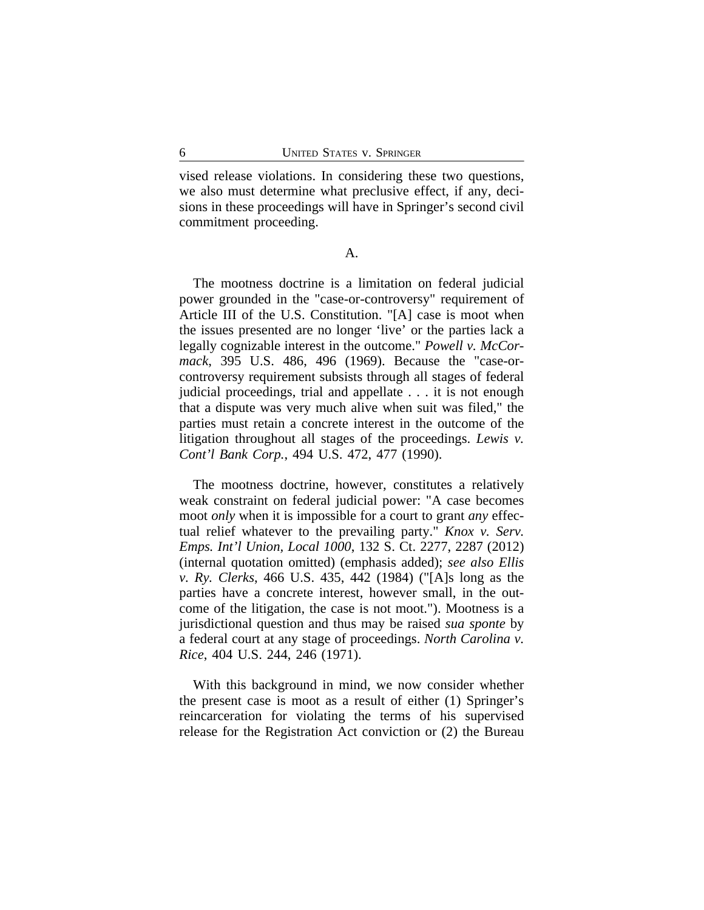vised release violations. In considering these two questions, we also must determine what preclusive effect, if any, decisions in these proceedings will have in Springer's second civil commitment proceeding.

### A.

The mootness doctrine is a limitation on federal judicial power grounded in the "case-or-controversy" requirement of Article III of the U.S. Constitution. "[A] case is moot when the issues presented are no longer 'live' or the parties lack a legally cognizable interest in the outcome." *Powell v. McCormack*, 395 U.S. 486, 496 (1969). Because the "case-or-controversy requirement subsists through all stages of federal judicial proceedings, trial and appellate . . . it is not enough that a dispute was very much alive when suit was filed," the parties must retain a concrete interest in the outcome of the litigation throughout all stages of the proceedings. *Lewis v. Cont'l Bank Corp.*, 494 U.S. 472, 477 (1990).

The mootness doctrine, however, constitutes a relatively weak constraint on federal judicial power: "A case becomes moot *only* when it is impossible for a court to grant *any* effectual relief whatever to the prevailing party." *Knox v. Serv. Emps. Int'l Union, Local 1000*, 132 S. Ct. 2277, 2287 (2012) (internal quotation omitted) (emphasis added); *see also Ellis v. Ry. Clerks*, 466 U.S. 435, 442 (1984) ("[A]s long as the parties have a concrete interest, however small, in the outcome of the litigation, the case is not moot."). Mootness is a jurisdictional question and thus may be raised *sua sponte* by a federal court at any stage of proceedings. *North Carolina v. Rice*, 404 U.S. 244, 246 (1971).

With this background in mind, we now consider whether the present case is moot as a result of either (1) Springer's reincarceration for violating the terms of his supervised release for the Registration Act conviction or (2) the Bureau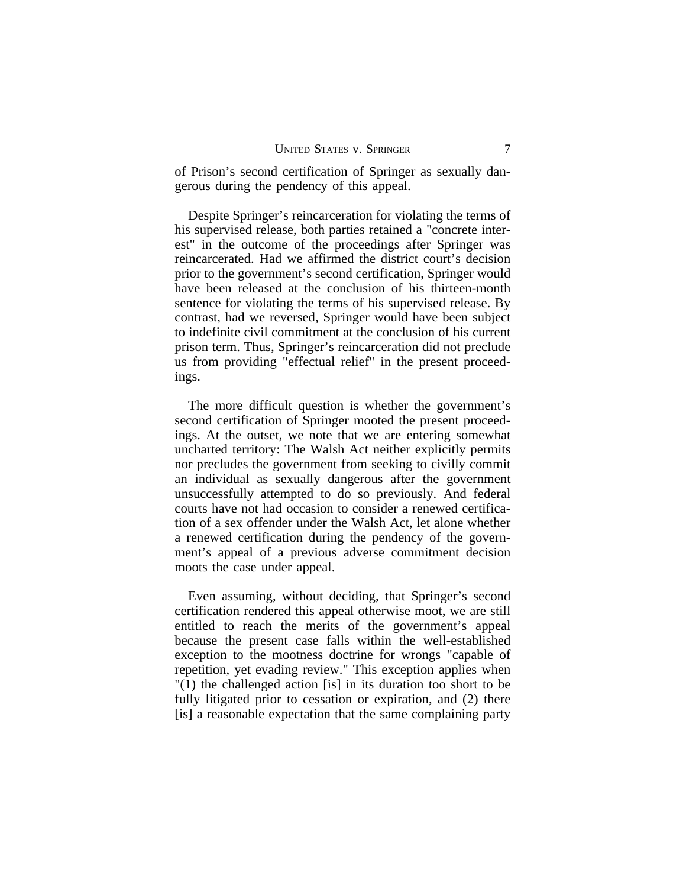of Prison's second certification of Springer as sexually dangerous during the pendency of this appeal.

Despite Springer's reincarceration for violating the terms of his supervised release, both parties retained a "concrete interest" in the outcome of the proceedings after Springer was reincarcerated. Had we affirmed the district court's decision prior to the government's second certification, Springer would have been released at the conclusion of his thirteen-month sentence for violating the terms of his supervised release. By contrast, had we reversed, Springer would have been subject to indefinite civil commitment at the conclusion of his current prison term. Thus, Springer's reincarceration did not preclude us from providing "effectual relief" in the present proceedings.

The more difficult question is whether the government's second certification of Springer mooted the present proceedings. At the outset, we note that we are entering somewhat uncharted territory: The Walsh Act neither explicitly permits nor precludes the government from seeking to civilly commit an individual as sexually dangerous after the government unsuccessfully attempted to do so previously. And federal courts have not had occasion to consider a renewed certification of a sex offender under the Walsh Act, let alone whether a renewed certification during the pendency of the government's appeal of a previous adverse commitment decision moots the case under appeal.

Even assuming, without deciding, that Springer's second certification rendered this appeal otherwise moot, we are still entitled to reach the merits of the government's appeal because the present case falls within the well-established exception to the mootness doctrine for wrongs "capable of repetition, yet evading review." This exception applies when "(1) the challenged action [is] in its duration too short to be fully litigated prior to cessation or expiration, and (2) there [is] a reasonable expectation that the same complaining party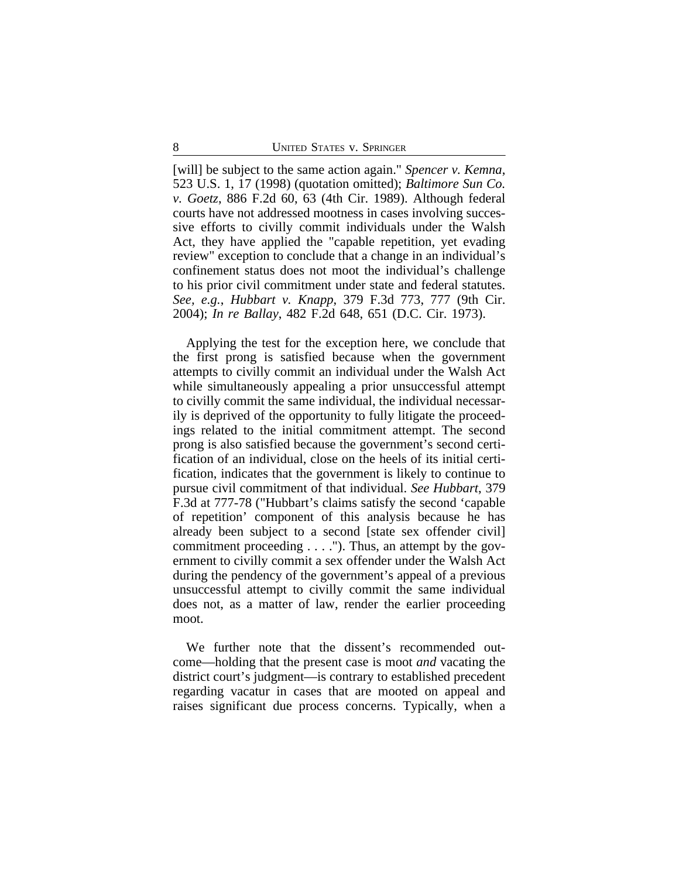[will] be subject to the same action again." *Spencer v. Kemna*, 523 U.S. 1, 17 (1998) (quotation omitted); *Baltimore Sun Co. v. Goetz*, 886 F.2d 60, 63 (4th Cir. 1989). Although federal courts have not addressed mootness in cases involving successive efforts to civilly commit individuals under the Walsh Act, they have applied the "capable repetition, yet evading review" exception to conclude that a change in an individual's confinement status does not moot the individual's challenge to his prior civil commitment under state and federal statutes. *See, e.g.*, *Hubbart v. Knapp*, 379 F.3d 773, 777 (9th Cir. 2004); *In re Ballay*, 482 F.2d 648, 651 (D.C. Cir. 1973).

Applying the test for the exception here, we conclude that the first prong is satisfied because when the government attempts to civilly commit an individual under the Walsh Act while simultaneously appealing a prior unsuccessful attempt to civilly commit the same individual, the individual necessarily is deprived of the opportunity to fully litigate the proceedings related to the initial commitment attempt. The second prong is also satisfied because the government's second certification of an individual, close on the heels of its initial certification, indicates that the government is likely to continue to pursue civil commitment of that individual. *See Hubbart*, 379 F.3d at 777-78 ("Hubbart's claims satisfy the second 'capable of repetition' component of this analysis because he has already been subject to a second [state sex offender civil] commitment proceeding . . . ."). Thus, an attempt by the government to civilly commit a sex offender under the Walsh Act during the pendency of the government's appeal of a previous unsuccessful attempt to civilly commit the same individual does not, as a matter of law, render the earlier proceeding moot.

We further note that the dissent's recommended outcome—holding that the present case is moot *and* vacating the district court's judgment—is contrary to established precedent regarding vacatur in cases that are mooted on appeal and raises significant due process concerns. Typically, when a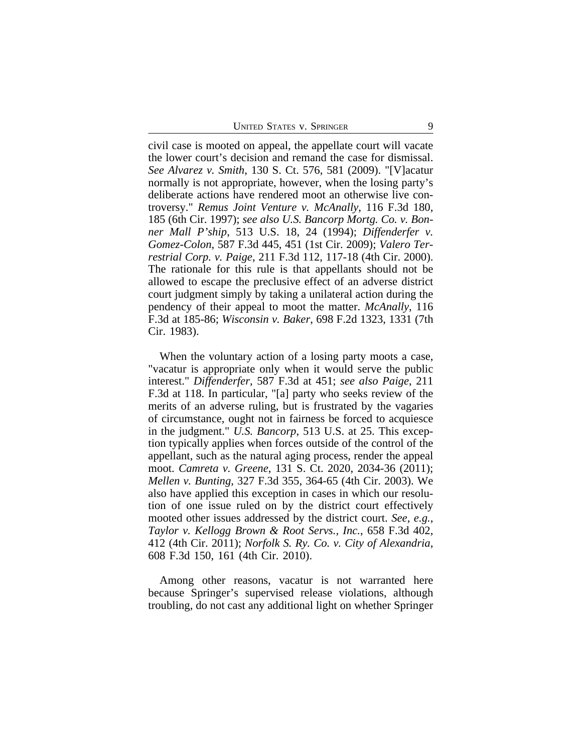civil case is mooted on appeal, the appellate court will vacate the lower court's decision and remand the case for dismissal. *See Alvarez v. Smith*, 130 S. Ct. 576, 581 (2009). "[V]acatur normally is not appropriate, however, when the losing party's deliberate actions have rendered moot an otherwise live controversy." *Remus Joint Venture v. McAnally*, 116 F.3d 180, 185 (6th Cir. 1997); *see also U.S. Bancorp Mortg. Co. v. Bonner Mall P'ship*, 513 U.S. 18, 24 (1994); *Diffenderfer v. Gomez-Colon*, 587 F.3d 445, 451 (1st Cir. 2009); *Valero Terrestrial Corp. v. Paige*, 211 F.3d 112, 117-18 (4th Cir. 2000). The rationale for this rule is that appellants should not be allowed to escape the preclusive effect of an adverse district court judgment simply by taking a unilateral action during the pendency of their appeal to moot the matter. *McAnally*, 116 F.3d at 185-86; *Wisconsin v. Baker*, 698 F.2d 1323, 1331 (7th Cir. 1983).

When the voluntary action of a losing party moots a case, "vacatur is appropriate only when it would serve the public interest." *Diffenderfer*, 587 F.3d at 451; *see also Paige*, 211 F.3d at 118. In particular, "[a] party who seeks review of the merits of an adverse ruling, but is frustrated by the vagaries of circumstance, ought not in fairness be forced to acquiesce in the judgment." *U.S. Bancorp*, 513 U.S. at 25. This exception typically applies when forces outside of the control of the appellant, such as the natural aging process, render the appeal moot. *Camreta v. Greene*, 131 S. Ct. 2020, 2034-36 (2011); *Mellen v. Bunting*, 327 F.3d 355, 364-65 (4th Cir. 2003). We also have applied this exception in cases in which our resolution of one issue ruled on by the district court effectively mooted other issues addressed by the district court. *See, e.g.*, *Taylor v. Kellogg Brown & Root Servs., Inc.*, 658 F.3d 402, 412 (4th Cir. 2011); *Norfolk S. Ry. Co. v. City of Alexandria*, 608 F.3d 150, 161 (4th Cir. 2010).

Among other reasons, vacatur is not warranted here because Springer's supervised release violations, although troubling, do not cast any additional light on whether Springer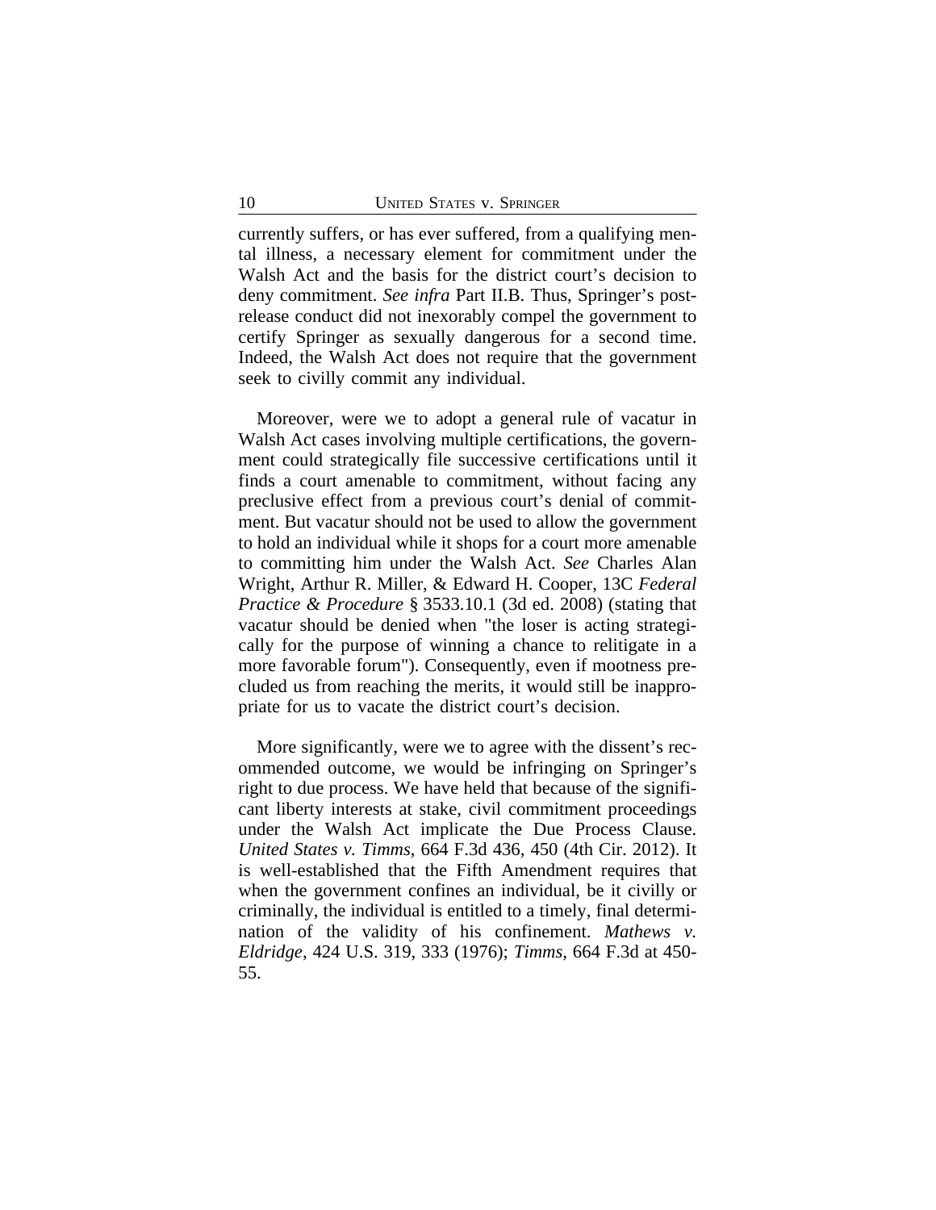currently suffers, or has ever suffered, from a qualifying mental illness, a necessary element for commitment under the Walsh Act and the basis for the district court's decision to deny commitment. *See infra* Part II.B. Thus, Springer's post-release conduct did not inexorably compel the government to certify Springer as sexually dangerous for a second time. Indeed, the Walsh Act does not require that the government seek to civilly commit any individual.

Moreover, were we to adopt a general rule of vacatur in Walsh Act cases involving multiple certifications, the government could strategically file successive certifications until it finds a court amenable to commitment, without facing any preclusive effect from a previous court's denial of commitment. But vacatur should not be used to allow the government to hold an individual while it shops for a court more amenable to committing him under the Walsh Act. *See* Charles Alan Wright, Arthur R. Miller, & Edward H. Cooper, 13C *Federal Practice & Procedure* § 3533.10.1 (3d ed. 2008) (stating that vacatur should be denied when "the loser is acting strategically for the purpose of winning a chance to relitigate in a more favorable forum"). Consequently, even if mootness precluded us from reaching the merits, it would still be inappropriate for us to vacate the district court's decision.

More significantly, were we to agree with the dissent's recommended outcome, we would be infringing on Springer's right to due process. We have held that because of the significant liberty interests at stake, civil commitment proceedings under the Walsh Act implicate the Due Process Clause. *United States v. Timms*, 664 F.3d 436, 450 (4th Cir. 2012). It is well-established that the Fifth Amendment requires that when the government confines an individual, be it civilly or criminally, the individual is entitled to a timely, final determination of the validity of his confinement. *Mathews v. Eldridge*, 424 U.S. 319, 333 (1976); *Timms*, 664 F.3d at 450-55.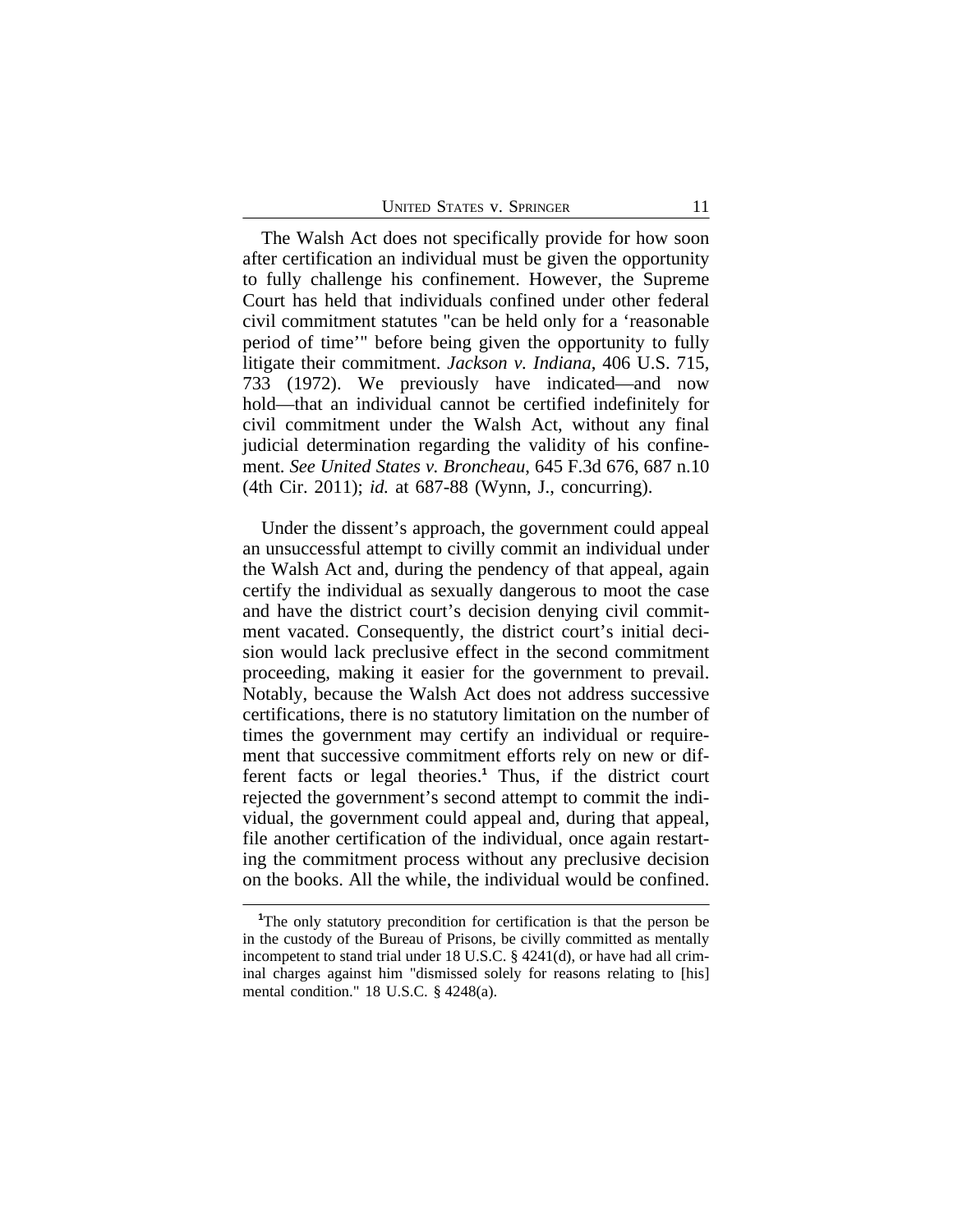The Walsh Act does not specifically provide for how soon after certification an individual must be given the opportunity to fully challenge his confinement. However, the Supreme Court has held that individuals confined under other federal civil commitment statutes "can be held only for a 'reasonable period of time'" before being given the opportunity to fully litigate their commitment. *Jackson v. Indiana*, 406 U.S. 715, 733 (1972). We previously have indicated—and now hold—that an individual cannot be certified indefinitely for civil commitment under the Walsh Act, without any final judicial determination regarding the validity of his confinement. *See United States v. Broncheau*, 645 F.3d 676, 687 n.10 (4th Cir. 2011); *id.* at 687-88 (Wynn, J., concurring).

Under the dissent's approach, the government could appeal an unsuccessful attempt to civilly commit an individual under the Walsh Act and, during the pendency of that appeal, again certify the individual as sexually dangerous to moot the case and have the district court's decision denying civil commitment vacated. Consequently, the district court's initial decision would lack preclusive effect in the second commitment proceeding, making it easier for the government to prevail. Notably, because the Walsh Act does not address successive certifications, there is no statutory limitation on the number of times the government may certify an individual or requirement that successive commitment efforts rely on new or different facts or legal theories.[1] Thus, if the district court rejected the government's second attempt to commit the individual, the government could appeal and, during that appeal, file another certification of the individual, once again restarting the commitment process without any preclusive decision on the books. All the while, the individual would be confined.

[1]The only statutory precondition for certification is that the person be in the custody of the Bureau of Prisons, be civilly committed as mentally incompetent to stand trial under 18 U.S.C. § 4241(d), or have had all criminal charges against him "dismissed solely for reasons relating to [his] mental condition." 18 U.S.C. § 4248(a).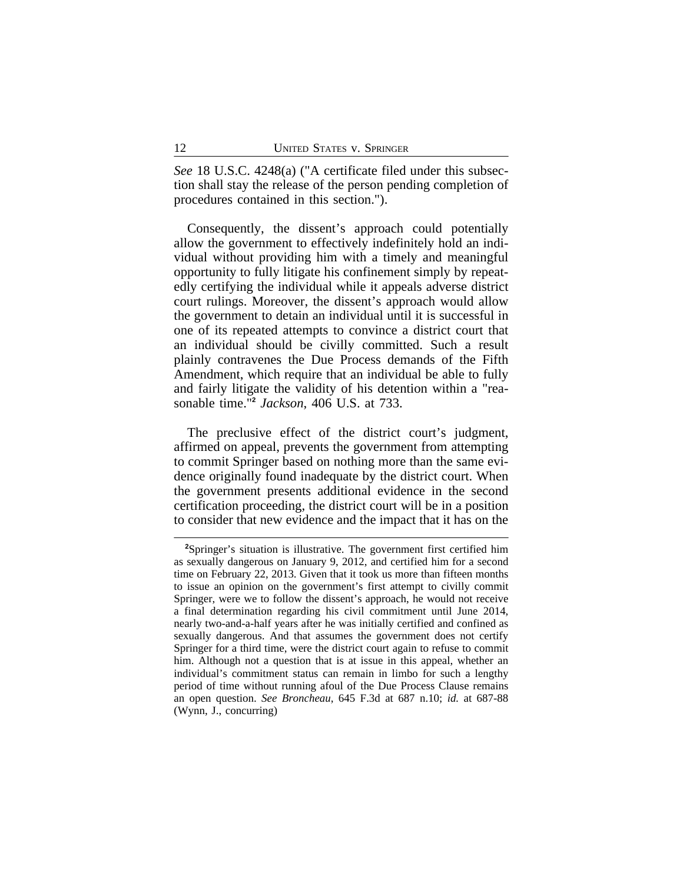*See* 18 U.S.C. 4248(a) ("A certificate filed under this subsection shall stay the release of the person pending completion of procedures contained in this section.").

Consequently, the dissent's approach could potentially allow the government to effectively indefinitely hold an individual without providing him with a timely and meaningful opportunity to fully litigate his confinement simply by repeatedly certifying the individual while it appeals adverse district court rulings. Moreover, the dissent's approach would allow the government to detain an individual until it is successful in one of its repeated attempts to convince a district court that an individual should be civilly committed. Such a result plainly contravenes the Due Process demands of the Fifth Amendment, which require that an individual be able to fully and fairly litigate the validity of his detention within a "reasonable time."[2] *Jackson*, 406 U.S. at 733.

The preclusive effect of the district court's judgment, affirmed on appeal, prevents the government from attempting to commit Springer based on nothing more than the same evidence originally found inadequate by the district court. When the government presents additional evidence in the second certification proceeding, the district court will be in a position to consider that new evidence and the impact that it has on the

---

[2] Springer's situation is illustrative. The government first certified him as sexually dangerous on January 9, 2012, and certified him for a second time on February 22, 2013. Given that it took us more than fifteen months to issue an opinion on the government's first attempt to civilly commit Springer, were we to follow the dissent's approach, he would not receive a final determination regarding his civil commitment until June 2014, nearly two-and-a-half years after he was initially certified and confined as sexually dangerous. And that assumes the government does not certify Springer for a third time, were the district court again to refuse to commit him. Although not a question that is at issue in this appeal, whether an individual's commitment status can remain in limbo for such a lengthy period of time without running afoul of the Due Process Clause remains an open question. *See Broncheau*, 645 F.3d at 687 n.10; *id.* at 687-88 (Wynn, J., concurring)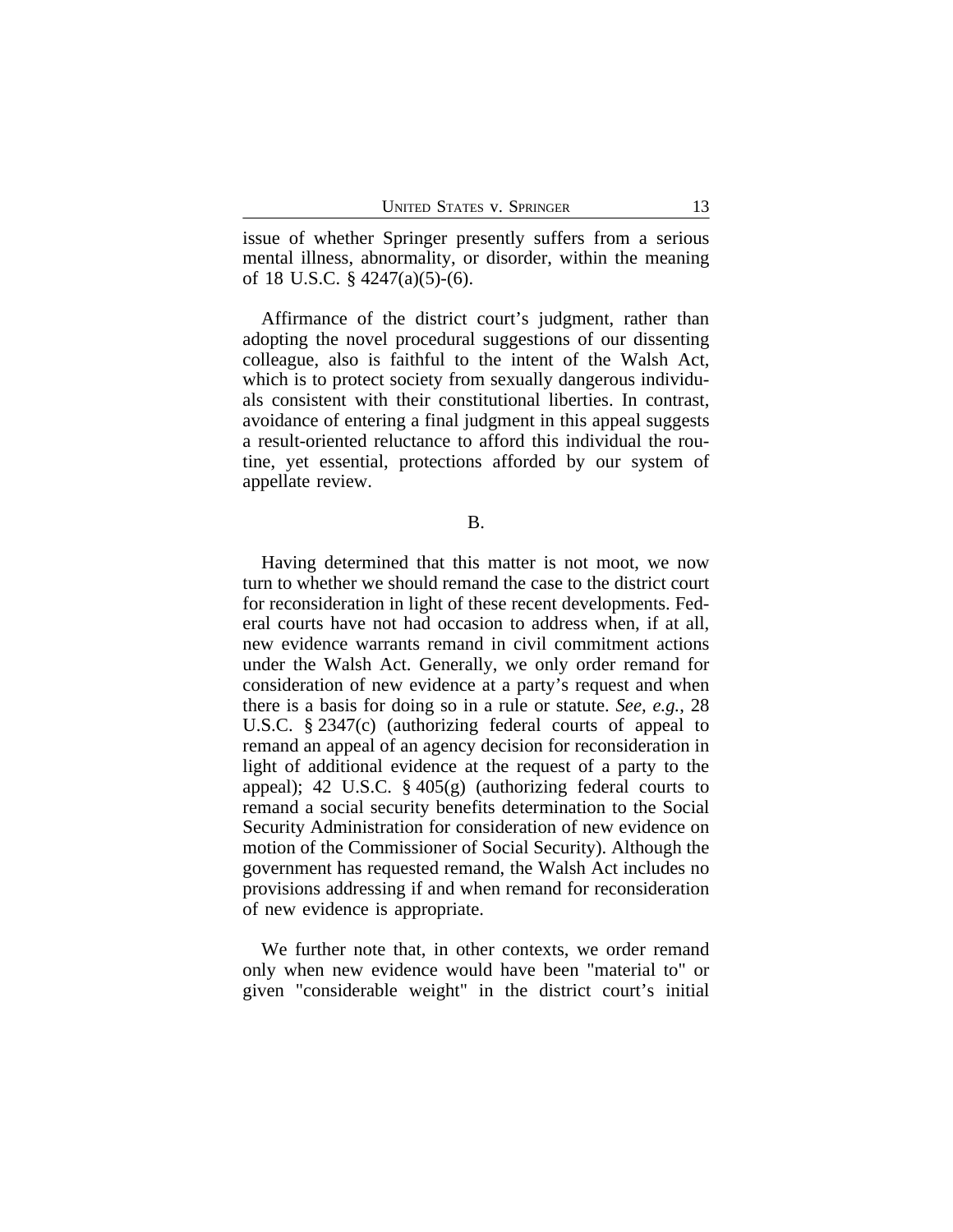issue of whether Springer presently suffers from a serious mental illness, abnormality, or disorder, within the meaning of 18 U.S.C. § 4247(a)(5)-(6).

Affirmance of the district court's judgment, rather than adopting the novel procedural suggestions of our dissenting colleague, also is faithful to the intent of the Walsh Act, which is to protect society from sexually dangerous individuals consistent with their constitutional liberties. In contrast, avoidance of entering a final judgment in this appeal suggests a result-oriented reluctance to afford this individual the routine, yet essential, protections afforded by our system of appellate review.

B.

Having determined that this matter is not moot, we now turn to whether we should remand the case to the district court for reconsideration in light of these recent developments. Federal courts have not had occasion to address when, if at all, new evidence warrants remand in civil commitment actions under the Walsh Act. Generally, we only order remand for consideration of new evidence at a party's request and when there is a basis for doing so in a rule or statute. *See, e.g.*, 28 U.S.C. § 2347(c) (authorizing federal courts of appeal to remand an appeal of an agency decision for reconsideration in light of additional evidence at the request of a party to the appeal); 42 U.S.C. § 405(g) (authorizing federal courts to remand a social security benefits determination to the Social Security Administration for consideration of new evidence on motion of the Commissioner of Social Security). Although the government has requested remand, the Walsh Act includes no provisions addressing if and when remand for reconsideration of new evidence is appropriate.

We further note that, in other contexts, we order remand only when new evidence would have been "material to" or given "considerable weight" in the district court's initial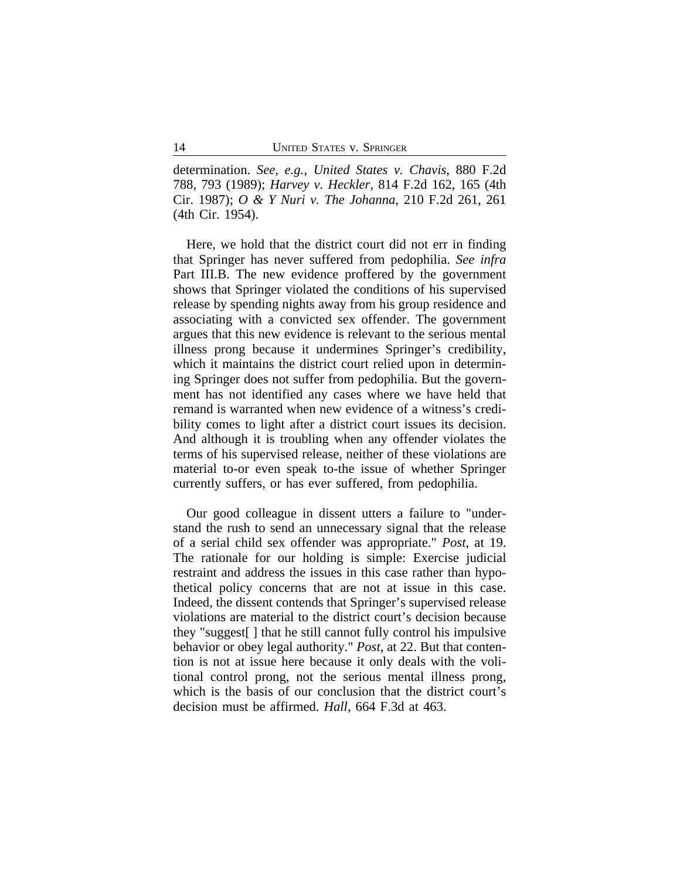determination. *See, e.g.*, *United States v. Chavis*, 880 F.2d 788, 793 (1989); *Harvey v. Heckler*, 814 F.2d 162, 165 (4th Cir. 1987); *O & Y Nuri v. The Johanna*, 210 F.2d 261, 261 (4th Cir. 1954).

Here, we hold that the district court did not err in finding that Springer has never suffered from pedophilia. *See infra* Part III.B. The new evidence proffered by the government shows that Springer violated the conditions of his supervised release by spending nights away from his group residence and associating with a convicted sex offender. The government argues that this new evidence is relevant to the serious mental illness prong because it undermines Springer's credibility, which it maintains the district court relied upon in determining Springer does not suffer from pedophilia. But the government has not identified any cases where we have held that remand is warranted when new evidence of a witness's credibility comes to light after a district court issues its decision. And although it is troubling when any offender violates the terms of his supervised release, neither of these violations are material to-or even speak to-the issue of whether Springer currently suffers, or has ever suffered, from pedophilia.

Our good colleague in dissent utters a failure to "understand the rush to send an unnecessary signal that the release of a serial child sex offender was appropriate." *Post*, at 19. The rationale for our holding is simple: Exercise judicial restraint and address the issues in this case rather than hypothetical policy concerns that are not at issue in this case. Indeed, the dissent contends that Springer's supervised release violations are material to the district court's decision because they "suggest[ ] that he still cannot fully control his impulsive behavior or obey legal authority." *Post*, at 22. But that contention is not at issue here because it only deals with the volitional control prong, not the serious mental illness prong, which is the basis of our conclusion that the district court's decision must be affirmed. *Hall*, 664 F.3d at 463.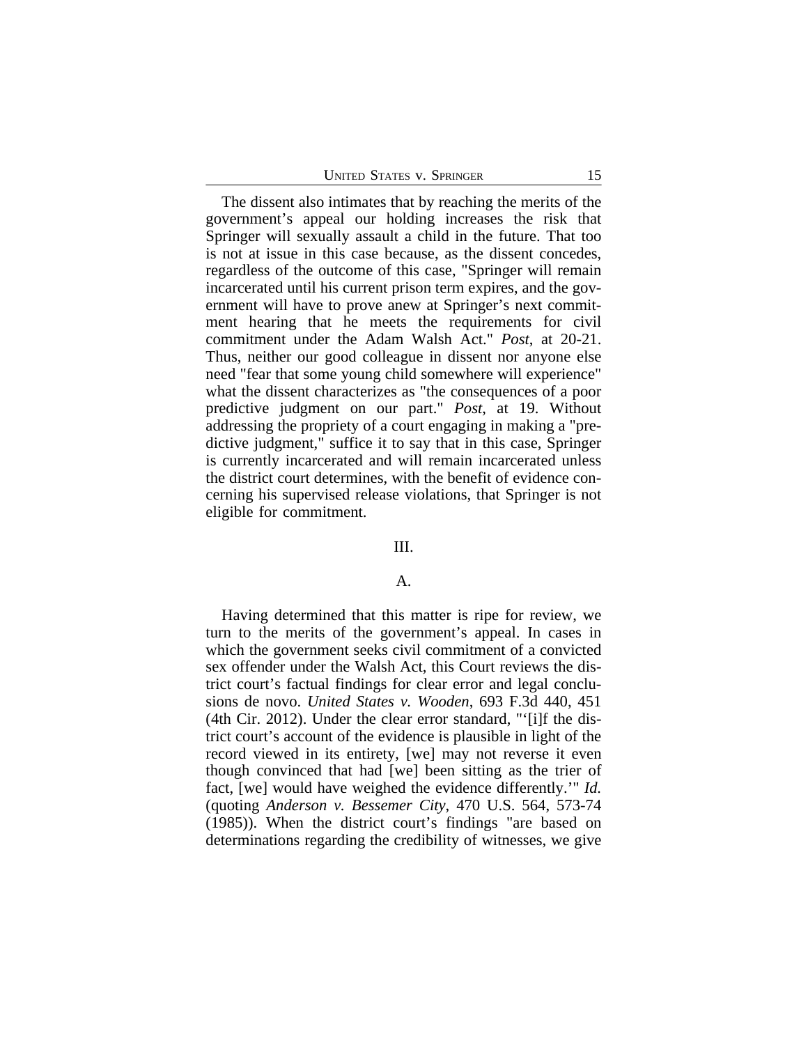The dissent also intimates that by reaching the merits of the government's appeal our holding increases the risk that Springer will sexually assault a child in the future. That too is not at issue in this case because, as the dissent concedes, regardless of the outcome of this case, "Springer will remain incarcerated until his current prison term expires, and the government will have to prove anew at Springer's next commitment hearing that he meets the requirements for civil commitment under the Adam Walsh Act." *Post*, at 20-21. Thus, neither our good colleague in dissent nor anyone else need "fear that some young child somewhere will experience" what the dissent characterizes as "the consequences of a poor predictive judgment on our part." *Post*, at 19. Without addressing the propriety of a court engaging in making a "predictive judgment," suffice it to say that in this case, Springer is currently incarcerated and will remain incarcerated unless the district court determines, with the benefit of evidence concerning his supervised release violations, that Springer is not eligible for commitment.

## III.

### A.

Having determined that this matter is ripe for review, we turn to the merits of the government's appeal. In cases in which the government seeks civil commitment of a convicted sex offender under the Walsh Act, this Court reviews the district court's factual findings for clear error and legal conclusions de novo. *United States v. Wooden*, 693 F.3d 440, 451 (4th Cir. 2012). Under the clear error standard, "'[i]f the district court's account of the evidence is plausible in light of the record viewed in its entirety, [we] may not reverse it even though convinced that had [we] been sitting as the trier of fact, [we] would have weighed the evidence differently.'" *Id.* (quoting *Anderson v. Bessemer City*, 470 U.S. 564, 573-74 (1985)). When the district court's findings "are based on determinations regarding the credibility of witnesses, we give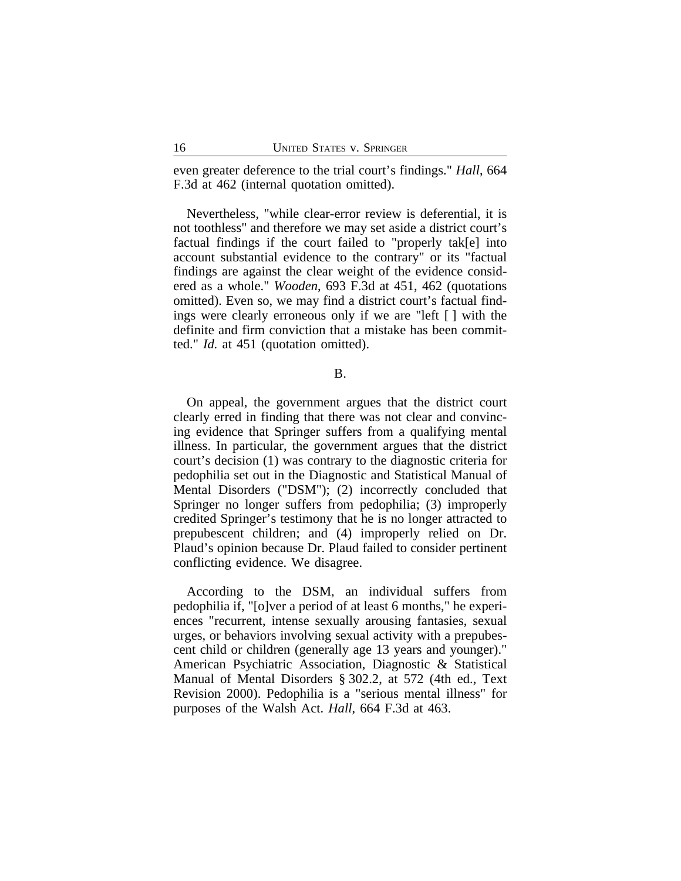even greater deference to the trial court's findings." *Hall*, 664 F.3d at 462 (internal quotation omitted).

Nevertheless, "while clear-error review is deferential, it is not toothless" and therefore we may set aside a district court's factual findings if the court failed to "properly tak[e] into account substantial evidence to the contrary" or its "factual findings are against the clear weight of the evidence considered as a whole." *Wooden*, 693 F.3d at 451, 462 (quotations omitted). Even so, we may find a district court's factual findings were clearly erroneous only if we are "left [ ] with the definite and firm conviction that a mistake has been committed." *Id.* at 451 (quotation omitted).

B.

On appeal, the government argues that the district court clearly erred in finding that there was not clear and convincing evidence that Springer suffers from a qualifying mental illness. In particular, the government argues that the district court's decision (1) was contrary to the diagnostic criteria for pedophilia set out in the Diagnostic and Statistical Manual of Mental Disorders ("DSM"); (2) incorrectly concluded that Springer no longer suffers from pedophilia; (3) improperly credited Springer's testimony that he is no longer attracted to prepubescent children; and (4) improperly relied on Dr. Plaud's opinion because Dr. Plaud failed to consider pertinent conflicting evidence. We disagree.

According to the DSM, an individual suffers from pedophilia if, "[o]ver a period of at least 6 months," he experiences "recurrent, intense sexually arousing fantasies, sexual urges, or behaviors involving sexual activity with a prepubescent child or children (generally age 13 years and younger)." American Psychiatric Association, Diagnostic & Statistical Manual of Mental Disorders § 302.2, at 572 (4th ed., Text Revision 2000). Pedophilia is a "serious mental illness" for purposes of the Walsh Act. *Hall*, 664 F.3d at 463.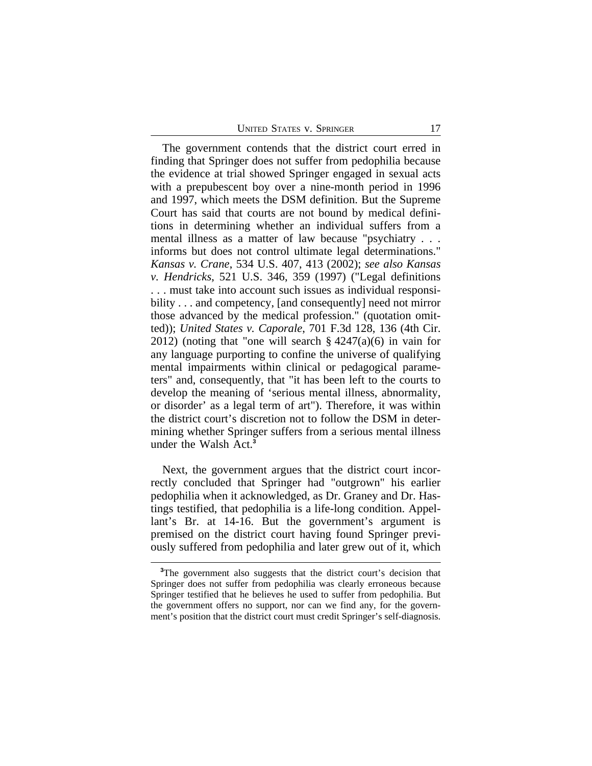The government contends that the district court erred in finding that Springer does not suffer from pedophilia because the evidence at trial showed Springer engaged in sexual acts with a prepubescent boy over a nine-month period in 1996 and 1997, which meets the DSM definition. But the Supreme Court has said that courts are not bound by medical definitions in determining whether an individual suffers from a mental illness as a matter of law because "psychiatry . . . informs but does not control ultimate legal determinations." *Kansas v. Crane*, 534 U.S. 407, 413 (2002); *see also Kansas v. Hendricks*, 521 U.S. 346, 359 (1997) ("Legal definitions . . . must take into account such issues as individual responsibility . . . and competency, [and consequently] need not mirror those advanced by the medical profession." (quotation omitted)); *United States v. Caporale*, 701 F.3d 128, 136 (4th Cir. 2012) (noting that "one will search § 4247(a)(6) in vain for any language purporting to confine the universe of qualifying mental impairments within clinical or pedagogical parameters" and, consequently, that "it has been left to the courts to develop the meaning of 'serious mental illness, abnormality, or disorder' as a legal term of art"). Therefore, it was within the district court's discretion not to follow the DSM in determining whether Springer suffers from a serious mental illness under the Walsh Act.[3]

Next, the government argues that the district court incorrectly concluded that Springer had "outgrown" his earlier pedophilia when it acknowledged, as Dr. Graney and Dr. Hastings testified, that pedophilia is a life-long condition. Appellant's Br. at 14-16. But the government's argument is premised on the district court having found Springer previously suffered from pedophilia and later grew out of it, which

[3]The government also suggests that the district court's decision that Springer does not suffer from pedophilia was clearly erroneous because Springer testified that he believes he used to suffer from pedophilia. But the government offers no support, nor can we find any, for the government's position that the district court must credit Springer's self-diagnosis.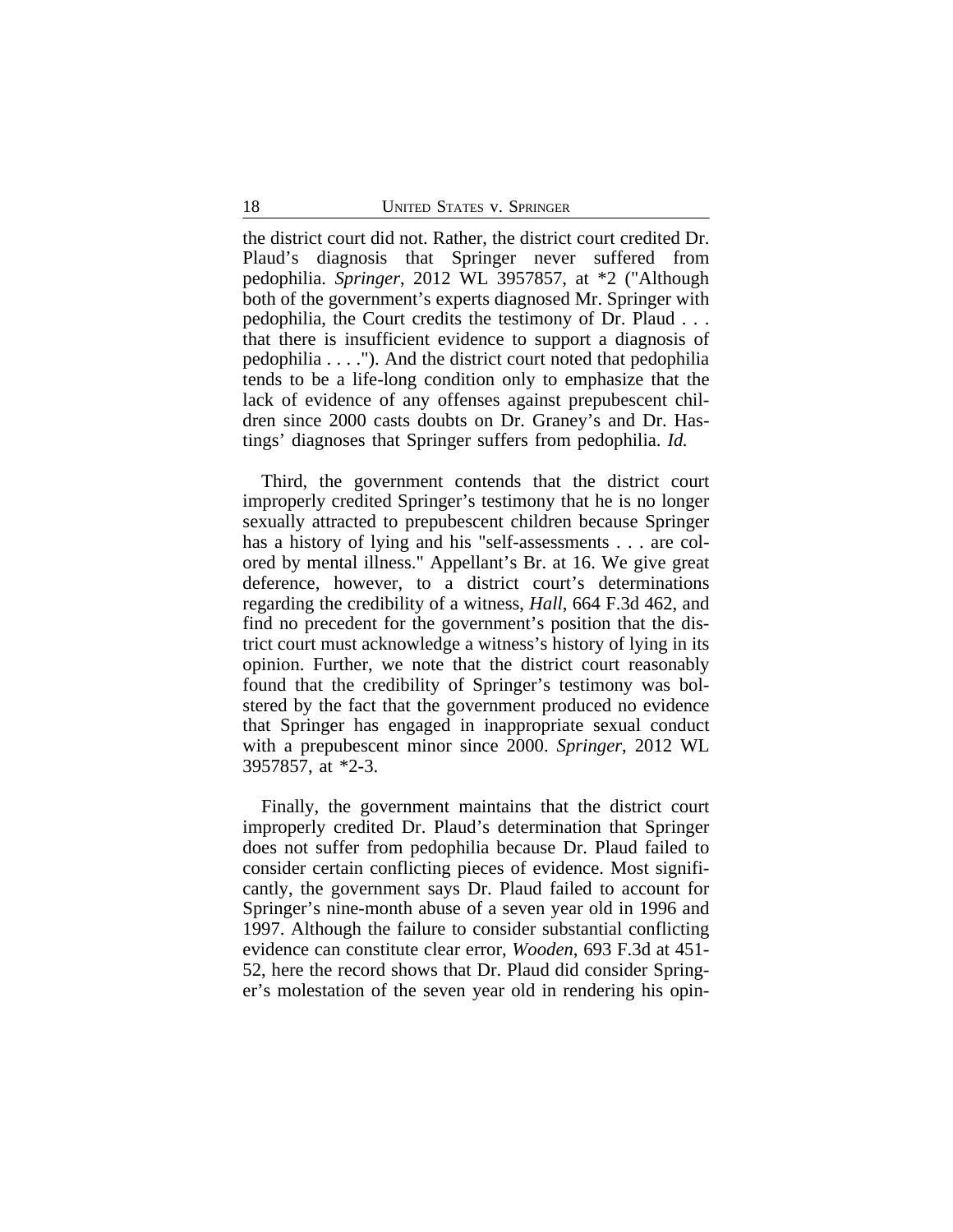the district court did not. Rather, the district court credited Dr. Plaud's diagnosis that Springer never suffered from pedophilia. *Springer*, 2012 WL 3957857, at *2 ("Although both of the government's experts diagnosed Mr. Springer with pedophilia, the Court credits the testimony of Dr. Plaud . . . that there is insufficient evidence to support a diagnosis of pedophilia . . . ."). And the district court noted that pedophilia tends to be a life-long condition only to emphasize that the lack of evidence of any offenses against prepubescent children since 2000 casts doubts on Dr. Graney's and Dr. Hastings' diagnoses that Springer suffers from pedophilia. *Id.*

Third, the government contends that the district court improperly credited Springer's testimony that he is no longer sexually attracted to prepubescent children because Springer has a history of lying and his "self-assessments . . . are colored by mental illness." Appellant's Br. at 16. We give great deference, however, to a district court's determinations regarding the credibility of a witness, *Hall*, 664 F.3d 462, and find no precedent for the government's position that the district court must acknowledge a witness's history of lying in its opinion. Further, we note that the district court reasonably found that the credibility of Springer's testimony was bolstered by the fact that the government produced no evidence that Springer has engaged in inappropriate sexual conduct with a prepubescent minor since 2000. *Springer*, 2012 WL 3957857, at *2-3.

Finally, the government maintains that the district court improperly credited Dr. Plaud's determination that Springer does not suffer from pedophilia because Dr. Plaud failed to consider certain conflicting pieces of evidence. Most significantly, the government says Dr. Plaud failed to account for Springer's nine-month abuse of a seven year old in 1996 and 1997. Although the failure to consider substantial conflicting evidence can constitute clear error, *Wooden*, 693 F.3d at 451-52, here the record shows that Dr. Plaud did consider Springer's molestation of the seven year old in rendering his opin-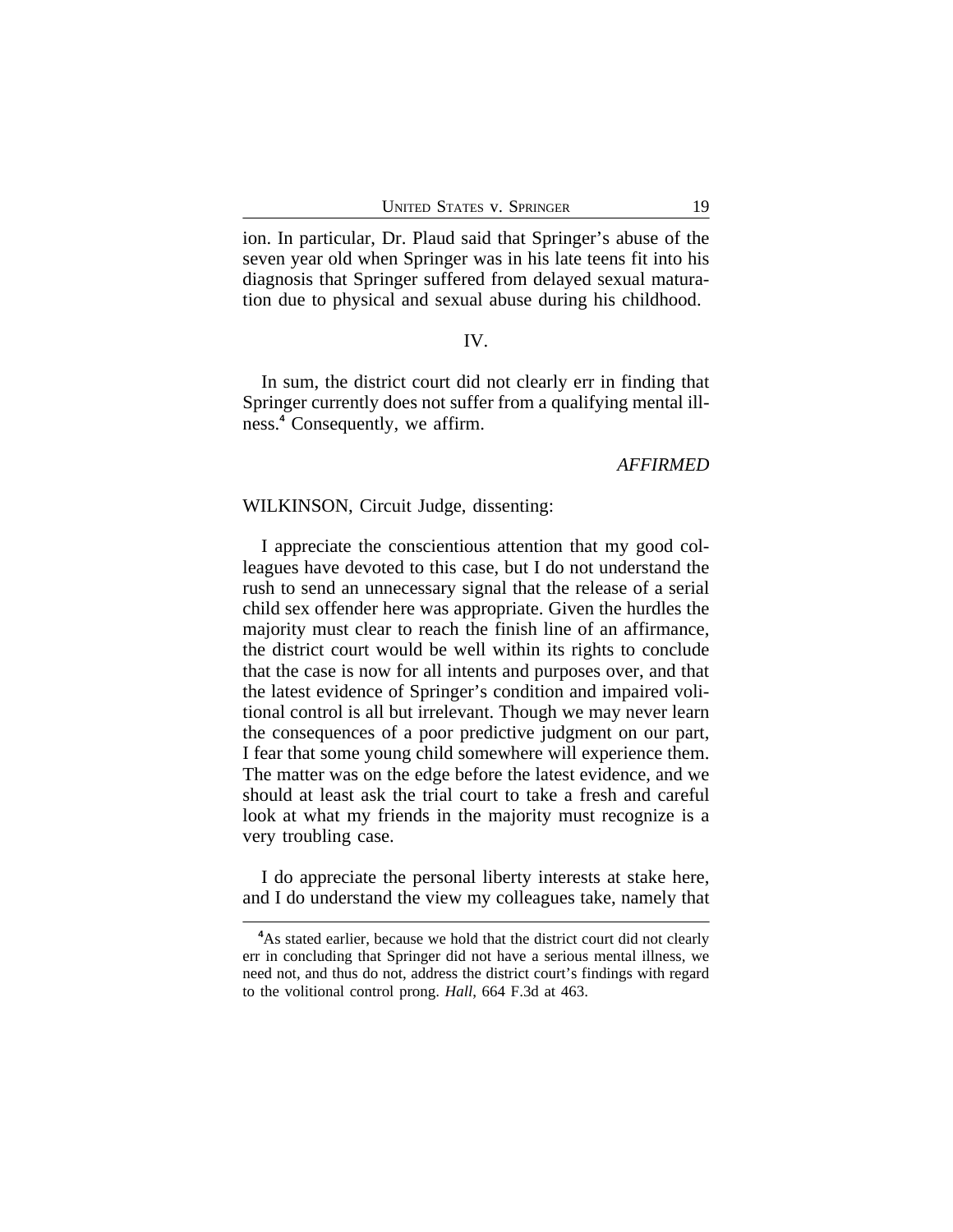ion. In particular, Dr. Plaud said that Springer's abuse of the seven year old when Springer was in his late teens fit into his diagnosis that Springer suffered from delayed sexual maturation due to physical and sexual abuse during his childhood.

## IV.

In sum, the district court did not clearly err in finding that Springer currently does not suffer from a qualifying mental illness.[4] Consequently, we affirm.

*AFFIRMED*

WILKINSON, Circuit Judge, dissenting:

I appreciate the conscientious attention that my good colleagues have devoted to this case, but I do not understand the rush to send an unnecessary signal that the release of a serial child sex offender here was appropriate. Given the hurdles the majority must clear to reach the finish line of an affirmance, the district court would be well within its rights to conclude that the case is now for all intents and purposes over, and that the latest evidence of Springer's condition and impaired volitional control is all but irrelevant. Though we may never learn the consequences of a poor predictive judgment on our part, I fear that some young child somewhere will experience them. The matter was on the edge before the latest evidence, and we should at least ask the trial court to take a fresh and careful look at what my friends in the majority must recognize is a very troubling case.

I do appreciate the personal liberty interests at stake here, and I do understand the view my colleagues take, namely that

[4] As stated earlier, because we hold that the district court did not clearly err in concluding that Springer did not have a serious mental illness, we need not, and thus do not, address the district court's findings with regard to the volitional control prong. *Hall*, 664 F.3d at 463.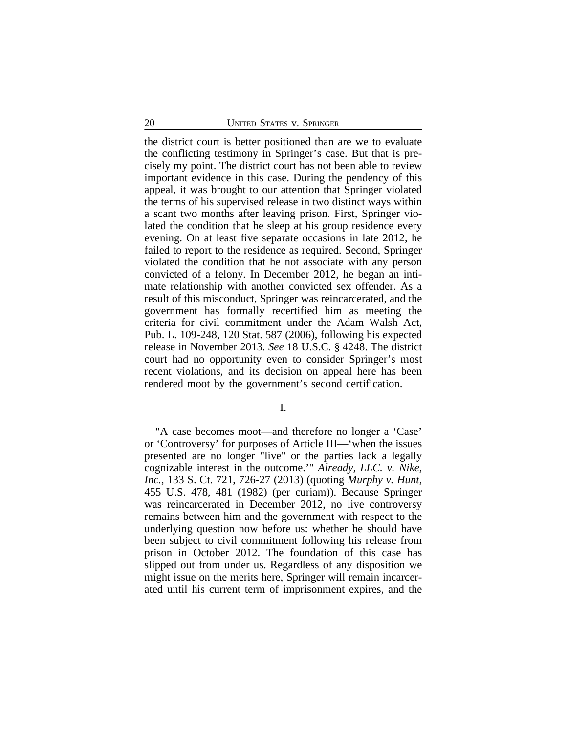the district court is better positioned than are we to evaluate the conflicting testimony in Springer's case. But that is precisely my point. The district court has not been able to review important evidence in this case. During the pendency of this appeal, it was brought to our attention that Springer violated the terms of his supervised release in two distinct ways within a scant two months after leaving prison. First, Springer violated the condition that he sleep at his group residence every evening. On at least five separate occasions in late 2012, he failed to report to the residence as required. Second, Springer violated the condition that he not associate with any person convicted of a felony. In December 2012, he began an intimate relationship with another convicted sex offender. As a result of this misconduct, Springer was reincarcerated, and the government has formally recertified him as meeting the criteria for civil commitment under the Adam Walsh Act, Pub. L. 109-248, 120 Stat. 587 (2006), following his expected release in November 2013. *See* 18 U.S.C. § 4248. The district court had no opportunity even to consider Springer's most recent violations, and its decision on appeal here has been rendered moot by the government's second certification.

## I.

"A case becomes moot—and therefore no longer a 'Case' or 'Controversy' for purposes of Article III—'when the issues presented are no longer "live" or the parties lack a legally cognizable interest in the outcome.'" *Already, LLC. v. Nike, Inc.*, 133 S. Ct. 721, 726-27 (2013) (quoting *Murphy v. Hunt*, 455 U.S. 478, 481 (1982) (per curiam)). Because Springer was reincarcerated in December 2012, no live controversy remains between him and the government with respect to the underlying question now before us: whether he should have been subject to civil commitment following his release from prison in October 2012. The foundation of this case has slipped out from under us. Regardless of any disposition we might issue on the merits here, Springer will remain incarcerated until his current term of imprisonment expires, and the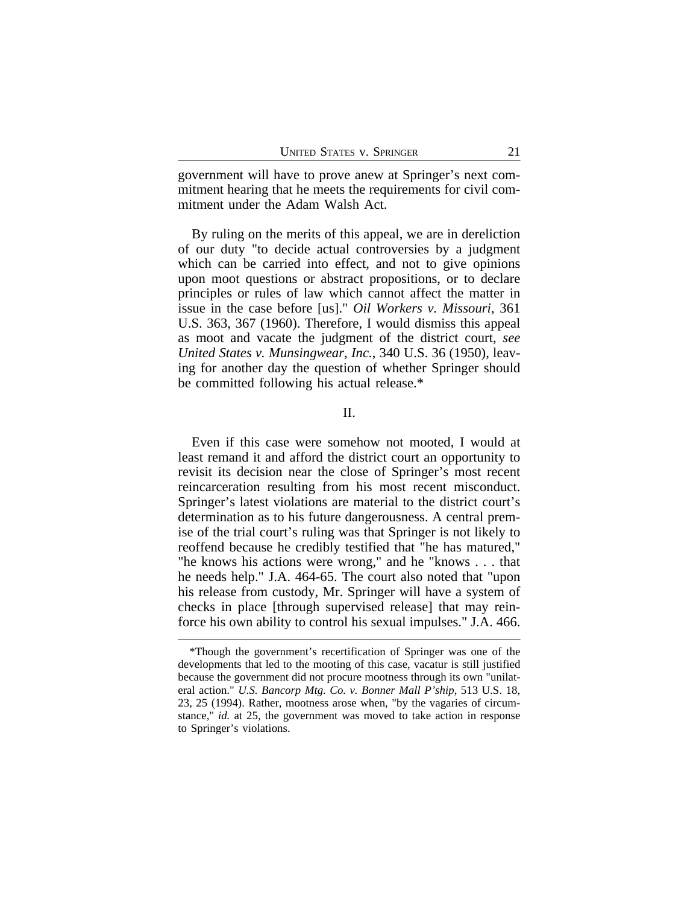government will have to prove anew at Springer's next commitment hearing that he meets the requirements for civil commitment under the Adam Walsh Act.

By ruling on the merits of this appeal, we are in dereliction of our duty "to decide actual controversies by a judgment which can be carried into effect, and not to give opinions upon moot questions or abstract propositions, or to declare principles or rules of law which cannot affect the matter in issue in the case before [us]." *Oil Workers v. Missouri*, 361 U.S. 363, 367 (1960). Therefore, I would dismiss this appeal as moot and vacate the judgment of the district court, *see United States v. Munsingwear, Inc.*, 340 U.S. 36 (1950), leaving for another day the question of whether Springer should be committed following his actual release.*

## II.

Even if this case were somehow not mooted, I would at least remand it and afford the district court an opportunity to revisit its decision near the close of Springer's most recent reincarceration resulting from his most recent misconduct. Springer's latest violations are material to the district court's determination as to his future dangerousness. A central premise of the trial court's ruling was that Springer is not likely to reoffend because he credibly testified that "he has matured," "he knows his actions were wrong," and he "knows . . . that he needs help." J.A. 464-65. The court also noted that "upon his release from custody, Mr. Springer will have a system of checks in place [through supervised release] that may reinforce his own ability to control his sexual impulses." J.A. 466.

---

*Though the government's recertification of Springer was one of the developments that led to the mooting of this case, vacatur is still justified because the government did not procure mootness through its own "unilateral action." *U.S. Bancorp Mtg. Co. v. Bonner Mall P'ship*, 513 U.S. 18, 23, 25 (1994). Rather, mootness arose when, "by the vagaries of circumstance," *id.* at 25, the government was moved to take action in response to Springer's violations.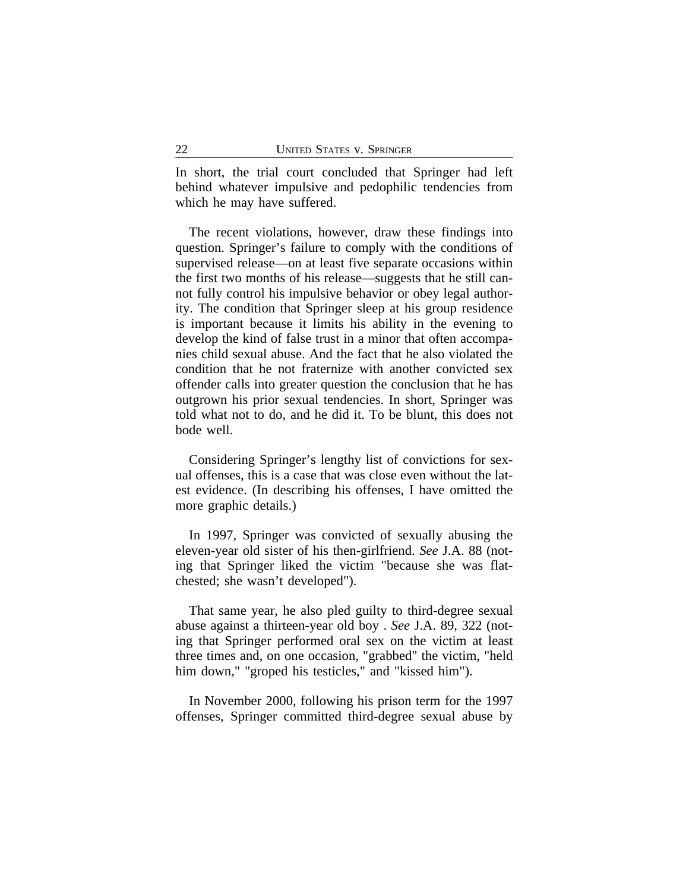In short, the trial court concluded that Springer had left behind whatever impulsive and pedophilic tendencies from which he may have suffered.

The recent violations, however, draw these findings into question. Springer's failure to comply with the conditions of supervised release—on at least five separate occasions within the first two months of his release—suggests that he still cannot fully control his impulsive behavior or obey legal authority. The condition that Springer sleep at his group residence is important because it limits his ability in the evening to develop the kind of false trust in a minor that often accompanies child sexual abuse. And the fact that he also violated the condition that he not fraternize with another convicted sex offender calls into greater question the conclusion that he has outgrown his prior sexual tendencies. In short, Springer was told what not to do, and he did it. To be blunt, this does not bode well.

Considering Springer's lengthy list of convictions for sexual offenses, this is a case that was close even without the latest evidence. (In describing his offenses, I have omitted the more graphic details.)

In 1997, Springer was convicted of sexually abusing the eleven-year old sister of his then-girlfriend. *See* J.A. 88 (noting that Springer liked the victim "because she was flat-chested; she wasn't developed").

That same year, he also pled guilty to third-degree sexual abuse against a thirteen-year old boy . *See* J.A. 89, 322 (noting that Springer performed oral sex on the victim at least three times and, on one occasion, "grabbed" the victim, "held him down," "groped his testicles," and "kissed him").

In November 2000, following his prison term for the 1997 offenses, Springer committed third-degree sexual abuse by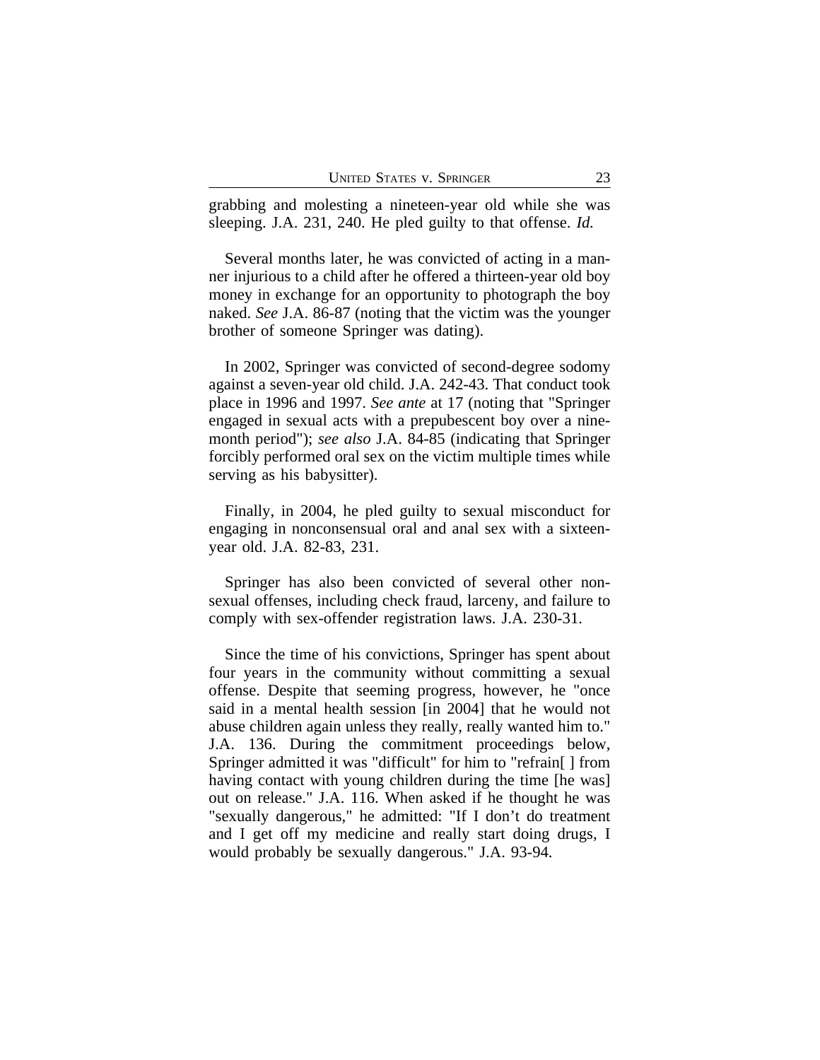grabbing and molesting a nineteen-year old while she was sleeping. J.A. 231, 240. He pled guilty to that offense. *Id.*

Several months later, he was convicted of acting in a manner injurious to a child after he offered a thirteen-year old boy money in exchange for an opportunity to photograph the boy naked. *See* J.A. 86-87 (noting that the victim was the younger brother of someone Springer was dating).

In 2002, Springer was convicted of second-degree sodomy against a seven-year old child. J.A. 242-43. That conduct took place in 1996 and 1997. *See ante* at 17 (noting that "Springer engaged in sexual acts with a prepubescent boy over a nine-month period"); *see also* J.A. 84-85 (indicating that Springer forcibly performed oral sex on the victim multiple times while serving as his babysitter).

Finally, in 2004, he pled guilty to sexual misconduct for engaging in nonconsensual oral and anal sex with a sixteen-year old. J.A. 82-83, 231.

Springer has also been convicted of several other non-sexual offenses, including check fraud, larceny, and failure to comply with sex-offender registration laws. J.A. 230-31.

Since the time of his convictions, Springer has spent about four years in the community without committing a sexual offense. Despite that seeming progress, however, he "once said in a mental health session [in 2004] that he would not abuse children again unless they really, really wanted him to." J.A. 136. During the commitment proceedings below, Springer admitted it was "difficult" for him to "refrain[ ] from having contact with young children during the time [he was] out on release." J.A. 116. When asked if he thought he was "sexually dangerous," he admitted: "If I don't do treatment and I get off my medicine and really start doing drugs, I would probably be sexually dangerous." J.A. 93-94.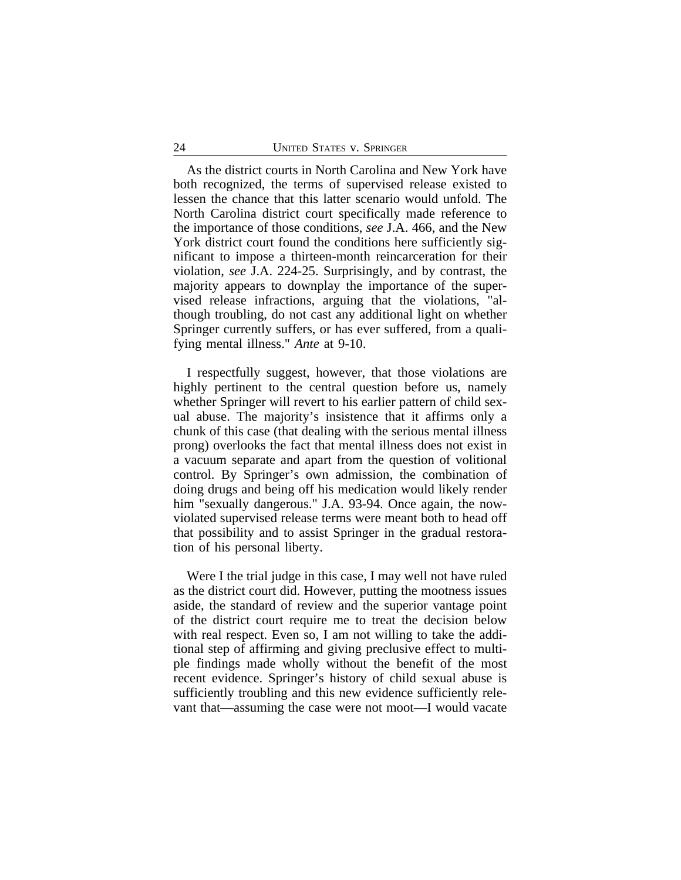As the district courts in North Carolina and New York have both recognized, the terms of supervised release existed to lessen the chance that this latter scenario would unfold. The North Carolina district court specifically made reference to the importance of those conditions, *see* J.A. 466, and the New York district court found the conditions here sufficiently significant to impose a thirteen-month reincarceration for their violation, *see* J.A. 224-25. Surprisingly, and by contrast, the majority appears to downplay the importance of the supervised release infractions, arguing that the violations, "although troubling, do not cast any additional light on whether Springer currently suffers, or has ever suffered, from a qualifying mental illness." *Ante* at 9-10.

I respectfully suggest, however, that those violations are highly pertinent to the central question before us, namely whether Springer will revert to his earlier pattern of child sexual abuse. The majority's insistence that it affirms only a chunk of this case (that dealing with the serious mental illness prong) overlooks the fact that mental illness does not exist in a vacuum separate and apart from the question of volitional control. By Springer's own admission, the combination of doing drugs and being off his medication would likely render him "sexually dangerous." J.A. 93-94. Once again, the now-violated supervised release terms were meant both to head off that possibility and to assist Springer in the gradual restoration of his personal liberty.

Were I the trial judge in this case, I may well not have ruled as the district court did. However, putting the mootness issues aside, the standard of review and the superior vantage point of the district court require me to treat the decision below with real respect. Even so, I am not willing to take the additional step of affirming and giving preclusive effect to multiple findings made wholly without the benefit of the most recent evidence. Springer's history of child sexual abuse is sufficiently troubling and this new evidence sufficiently relevant that—assuming the case were not moot—I would vacate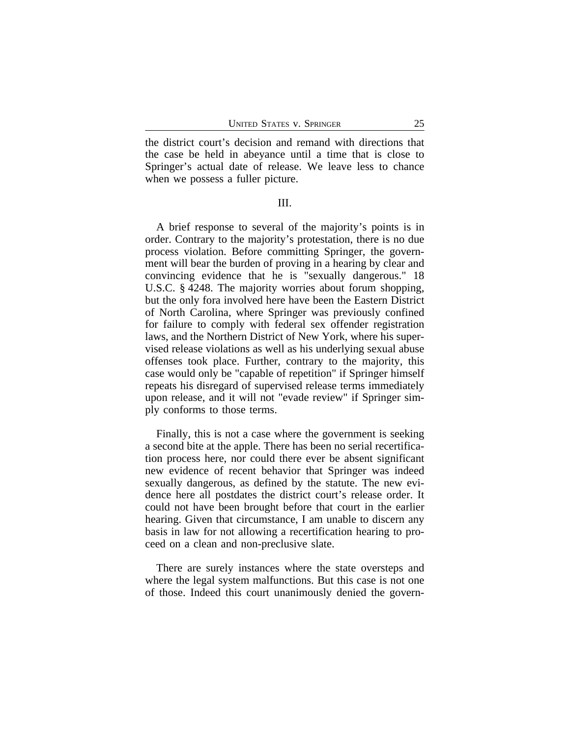the district court's decision and remand with directions that the case be held in abeyance until a time that is close to Springer's actual date of release. We leave less to chance when we possess a fuller picture.

III.

A brief response to several of the majority's points is in order. Contrary to the majority's protestation, there is no due process violation. Before committing Springer, the government will bear the burden of proving in a hearing by clear and convincing evidence that he is "sexually dangerous." 18 U.S.C. § 4248. The majority worries about forum shopping, but the only fora involved here have been the Eastern District of North Carolina, where Springer was previously confined for failure to comply with federal sex offender registration laws, and the Northern District of New York, where his supervised release violations as well as his underlying sexual abuse offenses took place. Further, contrary to the majority, this case would only be "capable of repetition" if Springer himself repeats his disregard of supervised release terms immediately upon release, and it will not "evade review" if Springer simply conforms to those terms.

Finally, this is not a case where the government is seeking a second bite at the apple. There has been no serial recertification process here, nor could there ever be absent significant new evidence of recent behavior that Springer was indeed sexually dangerous, as defined by the statute. The new evidence here all postdates the district court's release order. It could not have been brought before that court in the earlier hearing. Given that circumstance, I am unable to discern any basis in law for not allowing a recertification hearing to proceed on a clean and non-preclusive slate.

There are surely instances where the state oversteps and where the legal system malfunctions. But this case is not one of those. Indeed this court unanimously denied the govern-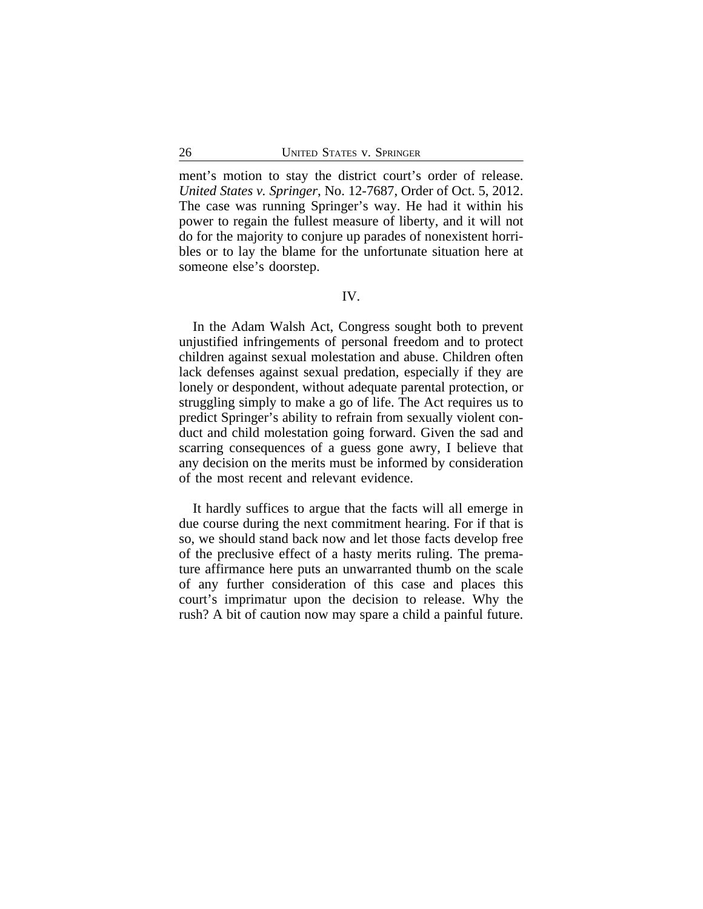ment's motion to stay the district court's order of release. *United States v. Springer*, No. 12-7687, Order of Oct. 5, 2012. The case was running Springer's way. He had it within his power to regain the fullest measure of liberty, and it will not do for the majority to conjure up parades of nonexistent horribles or to lay the blame for the unfortunate situation here at someone else's doorstep.

IV.

In the Adam Walsh Act, Congress sought both to prevent unjustified infringements of personal freedom and to protect children against sexual molestation and abuse. Children often lack defenses against sexual predation, especially if they are lonely or despondent, without adequate parental protection, or struggling simply to make a go of life. The Act requires us to predict Springer's ability to refrain from sexually violent conduct and child molestation going forward. Given the sad and scarring consequences of a guess gone awry, I believe that any decision on the merits must be informed by consideration of the most recent and relevant evidence.

It hardly suffices to argue that the facts will all emerge in due course during the next commitment hearing. For if that is so, we should stand back now and let those facts develop free of the preclusive effect of a hasty merits ruling. The premature affirmance here puts an unwarranted thumb on the scale of any further consideration of this case and places this court's imprimatur upon the decision to release. Why the rush? A bit of caution now may spare a child a painful future.